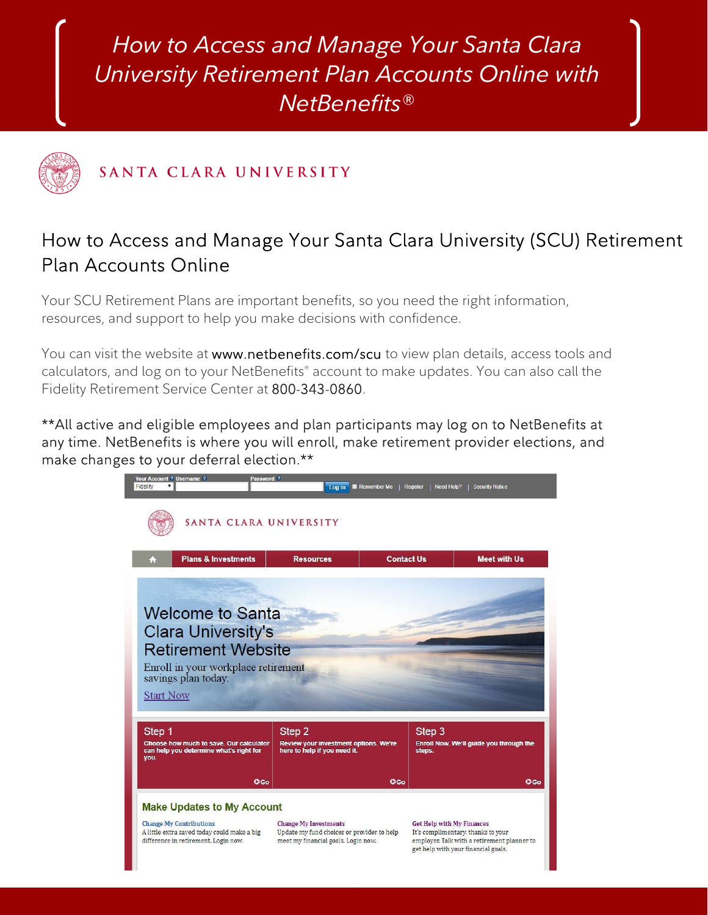# How to Access and Manage Your Santa Clara University Retirement Plan Accounts Online with NetBenefits®

SANTA CLARA UNIVERSITY

## How to Access and Manage Your Santa Clara University (SCU) Retirement Plan Accounts Online

Your SCU Retirement Plans are important benefits, so you need the right information, resources, and support to help you make decisions with confidence.

You can visit the website at **www.netbenefits.com/scu** to view plan details, access tools and calculators, and log on to your NetBenefits® account to make updates. You can also call the Fidelity Retirement Service Center at **800-343-0860**.

**All active and eligible employees and plan participants may log on to NetBenefits at any time. NetBenefits is where you will enroll, make retirement provider elections, and make changes to your deferral election.**

Your Account | Username | Password | Log in | Remember Me | Register | Need Help? | Security Notice

SANTA CLARA UNIVERSITY

Plans & Investments | Resources | Contact Us | Meet with Us

Welcome to Santa Clara University's Retirement Website

Enroll in your workplace retirement savings plan today.

Start Now

**Step 1**
Choose how much to save. Our calculator can help you determine what's right for you.
Go

**Step 2**
Review your investment options. We're here to help if you need it.
Go

**Step 3**
Enroll Now. We'll guide you through the steps.
Go

**Make Updates to My Account**

**Change My Contributions**
A little extra saved today could make a big difference in retirement. Login now.

**Change My Investments**
Update my fund choices or provider to help meet my financial goals. Login now.

**Get Help with My Finances**
It's complimentary, thanks to your employer. Talk with a retirement planner to get help with your financial goals.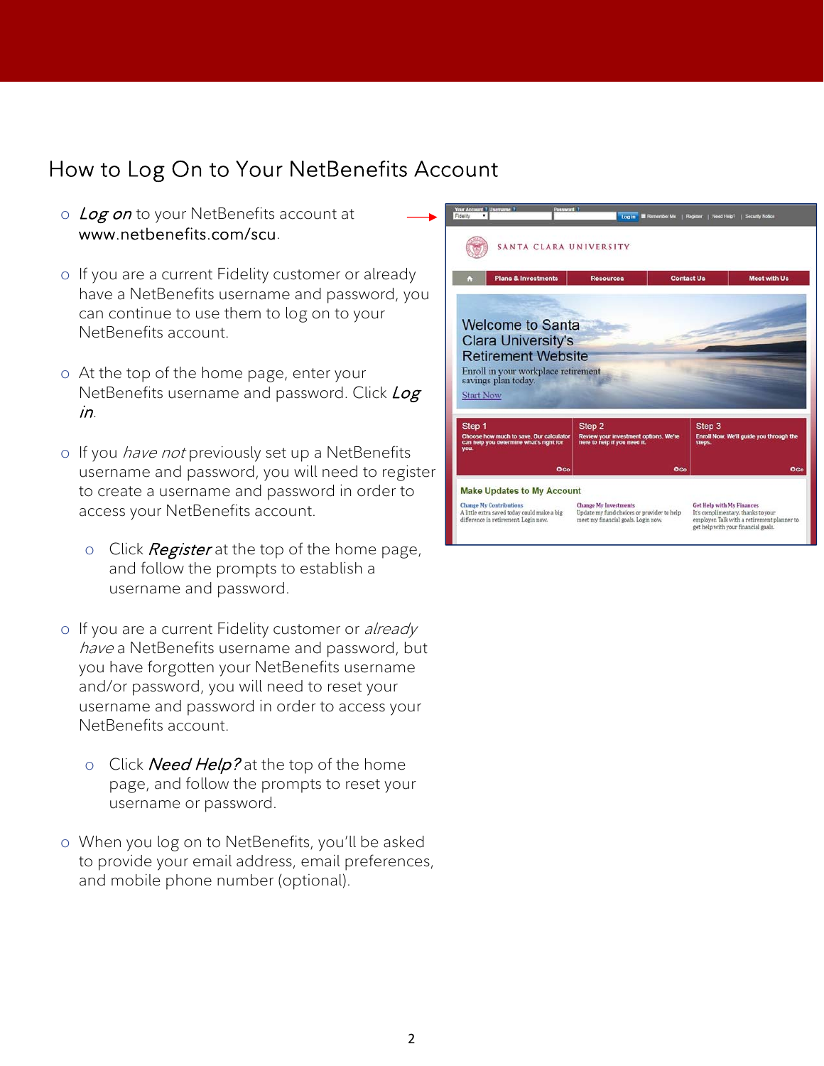## How to Log On to Your NetBenefits Account

- *Log on* to your NetBenefits account at www.netbenefits.com/scu.
- If you are a current Fidelity customer or already have a NetBenefits username and password, you can continue to use them to log on to your NetBenefits account.
- At the top of the home page, enter your NetBenefits username and password. Click *Log in*.
- If you *have not* previously set up a NetBenefits username and password, you will need to register to create a username and password in order to access your NetBenefits account.
    - Click *Register* at the top of the home page, and follow the prompts to establish a username and password.
- If you are a current Fidelity customer or *already have* a NetBenefits username and password, but you have forgotten your NetBenefits username and/or password, you will need to reset your username and password in order to access your NetBenefits account.
    - Click *Need Help?* at the top of the home page, and follow the prompts to reset your username or password.
- When you log on to NetBenefits, you'll be asked to provide your email address, email preferences, and mobile phone number (optional).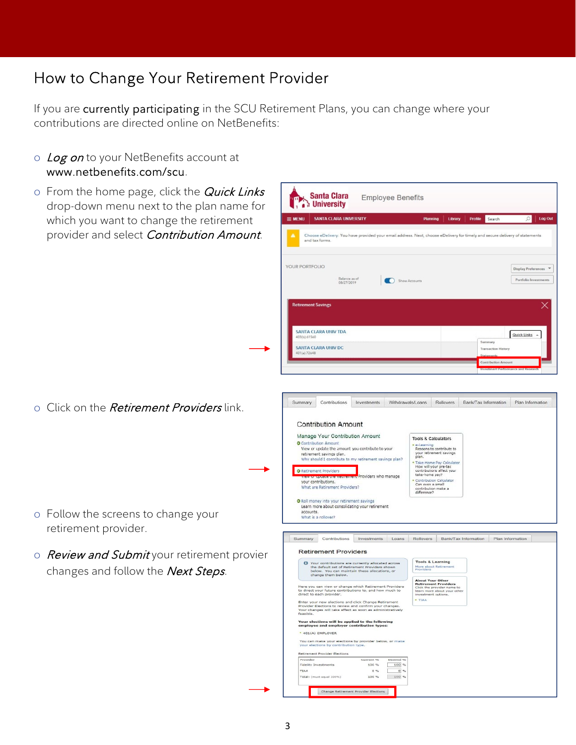# How to Change Your Retirement Provider

If you are **currently participating** in the SCU Retirement Plans, you can change where your contributions are directed online on NetBenefits:

- *Log on* to your NetBenefits account at www.netbenefits.com/scu.
- From the home page, click the *Quick Links* drop-down menu next to the plan name for which you want to change the retirement provider and select *Contribution Amount*.
- Click on the *Retirement Providers* link.
- Follow the screens to change your retirement provider.
- *Review and Submit* your retirement provier changes and follow the *Next Steps*.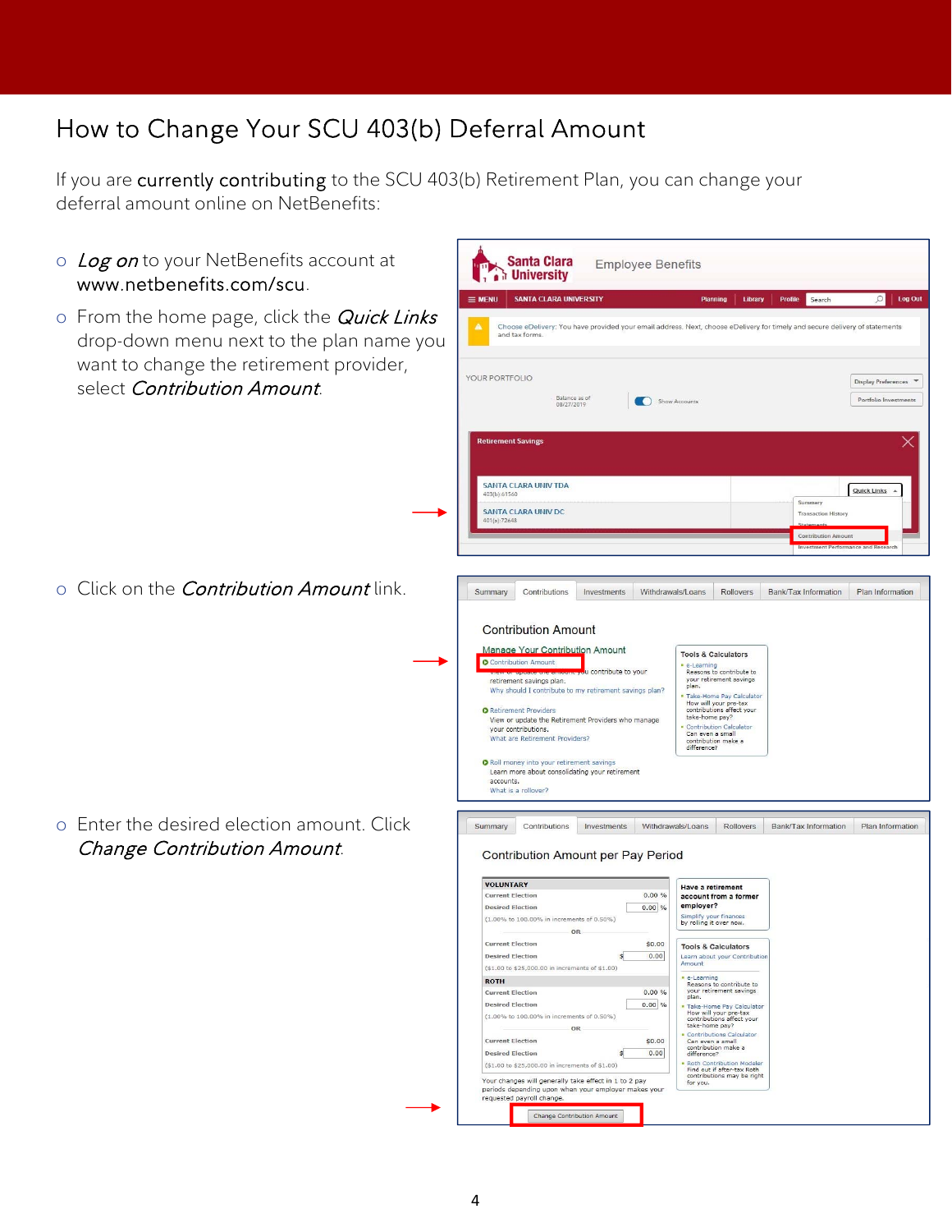# How to Change Your SCU 403(b) Deferral Amount

If you are **currently contributing** to the SCU 403(b) Retirement Plan, you can change your deferral amount online on NetBenefits:

- *Log on* to your NetBenefits account at www.netbenefits.com/scu.
- From the home page, click the *Quick Links* drop-down menu next to the plan name you want to change the retirement provider, select *Contribution Amount*.
- Click on the *Contribution Amount* link.
- Enter the desired election amount. Click *Change Contribution Amount*.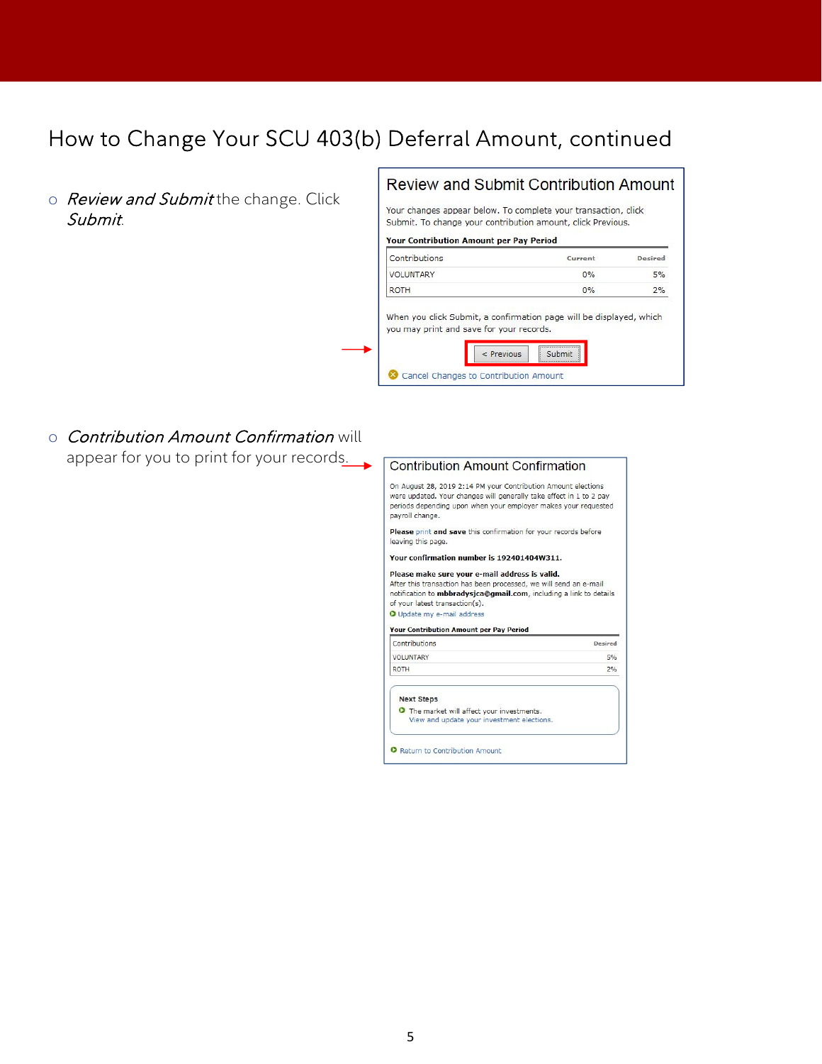# How to Change Your SCU 403(b) Deferral Amount, continued

- *Review and Submit* the change. Click *Submit*.

## Review and Submit Contribution Amount

Your changes appear below. To complete your transaction, click Submit. To change your contribution amount, click Previous.

**Your Contribution Amount per Pay Period**

| Contributions | Current | Desired |
|---|---|---|
| VOLUNTARY | 0% | 5% |
| ROTH | 0% | 2% |

When you click Submit, a confirmation page will be displayed, which you may print and save for your records.

< Previous | Submit

Cancel Changes to Contribution Amount

- *Contribution Amount Confirmation* will appear for you to print for your records.

## Contribution Amount Confirmation

On August 28, 2019 2:14 PM your Contribution Amount elections were updated. Your changes will generally take effect in 1 to 2 pay periods depending upon when your employer makes your requested payroll change.

**Please** print **and save** this confirmation for your records before leaving this page.

**Your confirmation number is 192401404W311.**

**Please make sure your e-mail address is valid.**
After this transaction has been processed, we will send an e-mail notification to **mbbradysjca@gmail.com**, including a link to details of your latest transaction(s).

Update my e-mail address

**Your Contribution Amount per Pay Period**

| Contributions | Desired |
|---|---|
| VOLUNTARY | 5% |
| ROTH | 2% |

**Next Steps**

The market will affect your investments.
View and update your investment elections.

Return to Contribution Amount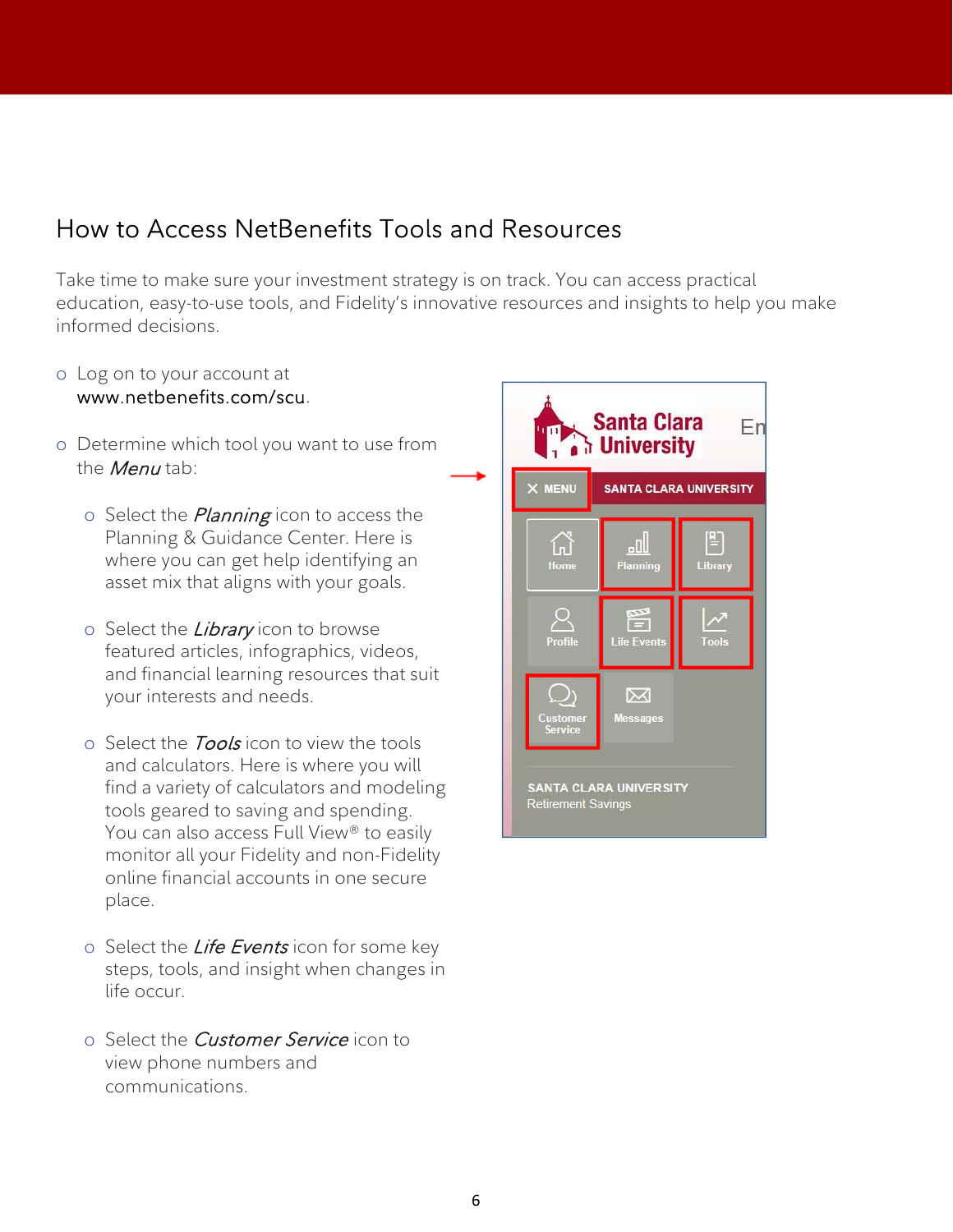## How to Access NetBenefits Tools and Resources

Take time to make sure your investment strategy is on track. You can access practical education, easy-to-use tools, and Fidelity's innovative resources and insights to help you make informed decisions.

- Log on to your account at www.netbenefits.com/scu.
- Determine which tool you want to use from the *Menu* tab:
  - Select the *Planning* icon to access the Planning & Guidance Center. Here is where you can get help identifying an asset mix that aligns with your goals.
  - Select the *Library* icon to browse featured articles, infographics, videos, and financial learning resources that suit your interests and needs.
  - Select the *Tools* icon to view the tools and calculators. Here is where you will find a variety of calculators and modeling tools geared to saving and spending. You can also access Full View® to easily monitor all your Fidelity and non-Fidelity online financial accounts in one secure place.
  - Select the *Life Events* icon for some key steps, tools, and insight when changes in life occur.
  - Select the *Customer Service* icon to view phone numbers and communications.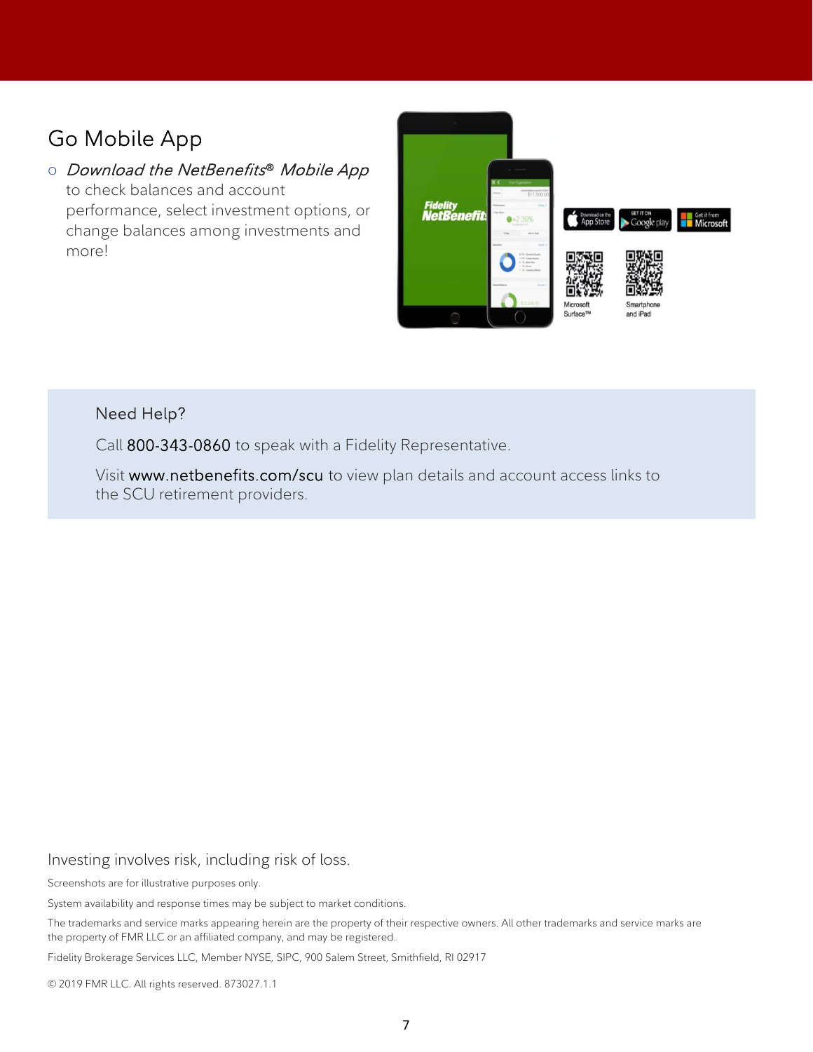## Go Mobile App

- *Download the NetBenefits® Mobile App* to check balances and account performance, select investment options, or change balances among investments and more!

Microsoft Surface™

Smartphone and iPad

### Need Help?

Call 800-343-0860 to speak with a Fidelity Representative.

Visit www.netbenefits.com/scu to view plan details and account access links to the SCU retirement providers.

Investing involves risk, including risk of loss.

Screenshots are for illustrative purposes only.

System availability and response times may be subject to market conditions.

The trademarks and service marks appearing herein are the property of their respective owners. All other trademarks and service marks are the property of FMR LLC or an affiliated company, and may be registered.

Fidelity Brokerage Services LLC, Member NYSE, SIPC, 900 Salem Street, Smithfield, RI 02917

© 2019 FMR LLC. All rights reserved. 873027.1.1